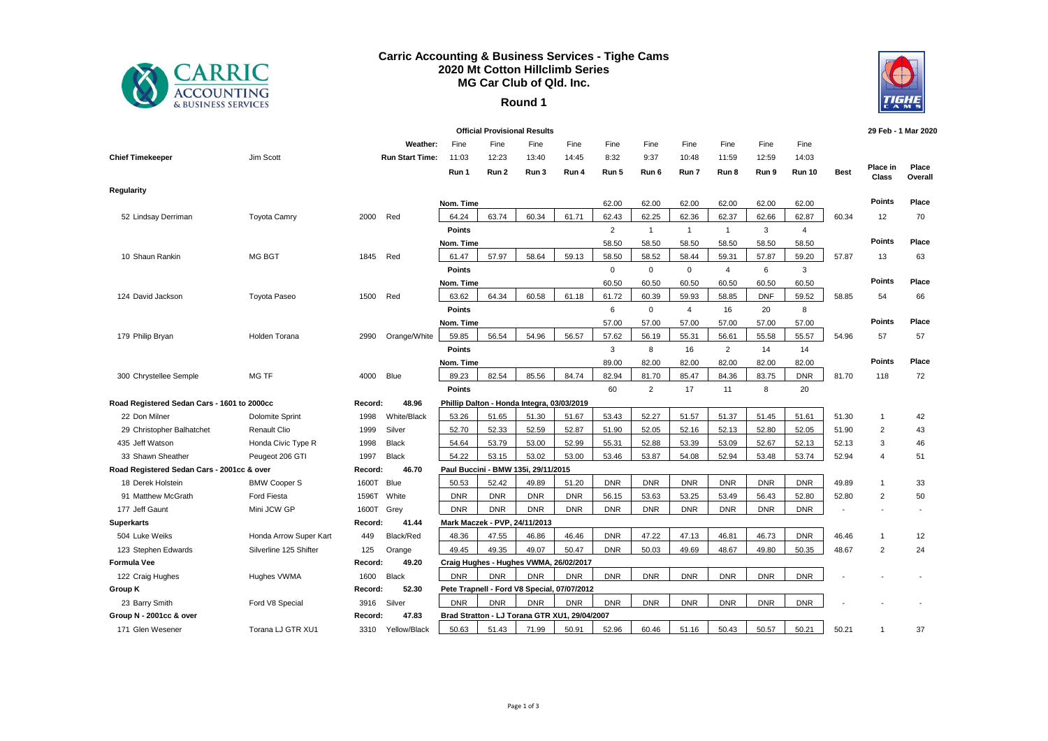# Carric Accounting & Business Services - Tighe Cams
## 2020 Mt Cotton Hillclimb Series
## MG Car Club of Qld. Inc.

### Round 1

**Official Provisional Results** — 29 Feb - 1 Mar 2020

**Chief Timekeeper:** Jim Scott

| | | | | | Run 1 | Run 2 | Run 3 | Run 4 | Run 5 | Run 6 | Run 7 | Run 8 | Run 9 | Run 10 | Best | Place in Class | Place Overall |
|---|---|---|---|---|---|---|---|---|---|---|---|---|---|---|---|---|---|
| | | | | **Weather:** | Fine | Fine | Fine | Fine | Fine | Fine | Fine | Fine | Fine | Fine | | | |
| | | | | **Run Start Time:** | 11:03 | 12:23 | 13:40 | 14:45 | 8:32 | 9:37 | 10:48 | 11:59 | 12:59 | 14:03 | | | |
| **Regularity** | | | | | | | | | | | | | | | | | |
| | | | | | Nom. Time | | | | 62.00 | 62.00 | 62.00 | 62.00 | 62.00 | 62.00 | | Points | Place |
| 52 Lindsay Derriman | Toyota Camry | 2000 | Red | | 64.24 | 63.74 | 60.34 | 61.71 | 62.43 | 62.25 | 62.36 | 62.37 | 62.66 | 62.87 | 60.34 | 12 | 70 |
| | | | | | Points | | | | 2 | 1 | 1 | 1 | 3 | 4 | | | |
| | | | | | Nom. Time | | | | 58.50 | 58.50 | 58.50 | 58.50 | 58.50 | 58.50 | | Points | Place |
| 10 Shaun Rankin | MG BGT | 1845 | Red | | 61.47 | 57.97 | 58.64 | 59.13 | 58.50 | 58.52 | 58.44 | 59.31 | 57.87 | 59.20 | 57.87 | 13 | 63 |
| | | | | | Points | | | | 0 | 0 | 0 | 4 | 6 | 3 | | | |
| | | | | | Nom. Time | | | | 60.50 | 60.50 | 60.50 | 60.50 | 60.50 | 60.50 | | Points | Place |
| 124 David Jackson | Toyota Paseo | 1500 | Red | | 63.62 | 64.34 | 60.58 | 61.18 | 61.72 | 60.39 | 59.93 | 58.85 | DNF | 59.52 | 58.85 | 54 | 66 |
| | | | | | Points | | | | 6 | 0 | 4 | 16 | 20 | 8 | | | |
| | | | | | Nom. Time | | | | 57.00 | 57.00 | 57.00 | 57.00 | 57.00 | 57.00 | | Points | Place |
| 179 Philip Bryan | Holden Torana | 2990 | Orange/White | | 59.85 | 56.54 | 54.96 | 56.57 | 57.62 | 56.19 | 55.31 | 56.61 | 55.58 | 55.57 | 54.96 | 57 | 57 |
| | | | | | Points | | | | 3 | 8 | 16 | 2 | 14 | 14 | | | |
| | | | | | Nom. Time | | | | 89.00 | 82.00 | 82.00 | 82.00 | 82.00 | 82.00 | | Points | Place |
| 300 Chrystellee Semple | MG TF | 4000 | Blue | | 89.23 | 82.54 | 85.56 | 84.74 | 82.94 | 81.70 | 85.47 | 84.36 | 83.75 | DNR | 81.70 | 118 | 72 |
| | | | | | Points | | | | 60 | 2 | 17 | 11 | 8 | 20 | | | |
| **Road Registered Sedan Cars - 1601 to 2000cc** | | Record: | 48.96 | | Phillip Dalton - Honda Integra, 03/03/2019 | | | | | | | | | | | | |
| 22 Don Milner | Dolomite Sprint | 1998 | White/Black | | 53.26 | 51.65 | 51.30 | 51.67 | 53.43 | 52.27 | 51.57 | 51.37 | 51.45 | 51.61 | 51.30 | 1 | 42 |
| 29 Christopher Balhatchet | Renault Clio | 1999 | Silver | | 52.70 | 52.33 | 52.59 | 52.87 | 51.90 | 52.05 | 52.16 | 52.13 | 52.80 | 52.05 | 51.90 | 2 | 43 |
| 435 Jeff Watson | Honda Civic Type R | 1998 | Black | | 54.64 | 53.79 | 53.00 | 52.99 | 55.31 | 52.88 | 53.39 | 53.09 | 52.67 | 52.13 | 52.13 | 3 | 46 |
| 33 Shawn Sheather | Peugeot 206 GTI | 1997 | Black | | 54.22 | 53.15 | 53.02 | 53.00 | 53.46 | 53.87 | 54.08 | 52.94 | 53.48 | 53.74 | 52.94 | 4 | 51 |
| **Road Registered Sedan Cars - 2001cc & over** | | Record: | 46.70 | | Paul Buccini - BMW 135i, 29/11/2015 | | | | | | | | | | | | |
| 18 Derek Holstein | BMW Cooper S | 1600T | Blue | | 50.53 | 52.42 | 49.89 | 51.20 | DNR | DNR | DNR | DNR | DNR | DNR | 49.89 | 1 | 33 |
| 91 Matthew McGrath | Ford Fiesta | 1596T | White | | DNR | DNR | DNR | DNR | 56.15 | 53.63 | 53.25 | 53.49 | 56.43 | 52.80 | 52.80 | 2 | 50 |
| 177 Jeff Gaunt | Mini JCW GP | 1600T | Grey | | DNR | DNR | DNR | DNR | DNR | DNR | DNR | DNR | DNR | DNR | - | - | - |
| **Superkarts** | | Record: | 41.44 | | Mark Maczek - PVP, 24/11/2013 | | | | | | | | | | | | |
| 504 Luke Weiks | Honda Arrow Super Kart | 449 | Black/Red | | 48.36 | 47.55 | 46.86 | 46.46 | DNR | 47.22 | 47.13 | 46.81 | 46.73 | DNR | 46.46 | 1 | 12 |
| 123 Stephen Edwards | Silverline 125 Shifter | 125 | Orange | | 49.45 | 49.35 | 49.07 | 50.47 | DNR | 50.03 | 49.69 | 48.67 | 49.80 | 50.35 | 48.67 | 2 | 24 |
| **Formula Vee** | | Record: | 49.20 | | Craig Hughes - Hughes VWMA, 26/02/2017 | | | | | | | | | | | | |
| 122 Craig Hughes | Hughes VWMA | 1600 | Black | | DNR | DNR | DNR | DNR | DNR | DNR | DNR | DNR | DNR | DNR | - | - | - |
| **Group K** | | Record: | 52.30 | | Pete Trapnell - Ford V8 Special, 07/07/2012 | | | | | | | | | | | | |
| 23 Barry Smith | Ford V8 Special | 3916 | Silver | | DNR | DNR | DNR | DNR | DNR | DNR | DNR | DNR | DNR | DNR | - | - | - |
| **Group N - 2001cc & over** | | Record: | 47.83 | | Brad Stratton - LJ Torana GTR XU1, 29/04/2007 | | | | | | | | | | | | |
| 171 Glen Wesener | Torana LJ GTR XU1 | 3310 | Yellow/Black | | 50.63 | 51.43 | 71.99 | 50.91 | 52.96 | 60.46 | 51.16 | 50.43 | 50.57 | 50.21 | 50.21 | 1 | 37 |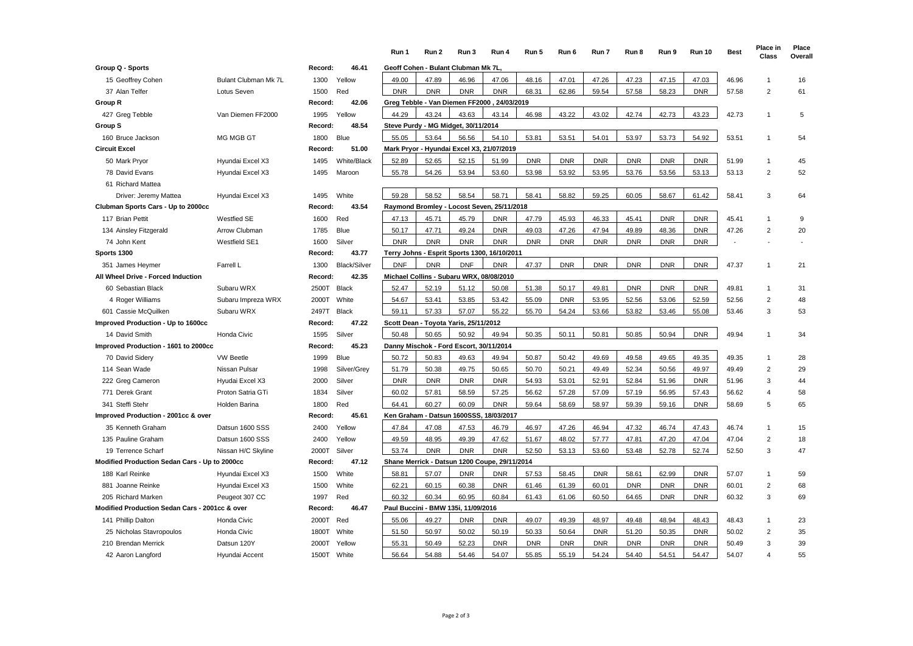| | | | | Run 1 | Run 2 | Run 3 | Run 4 | Run 5 | Run 6 | Run 7 | Run 8 | Run 9 | Run 10 | Best | Place in Class | Place Overall |
|---|---|---|---|---|---|---|---|---|---|---|---|---|---|---|---|---|
| **Group Q - Sports** | | Record: | **46.41** | Geoff Cohen - Bulant Clubman Mk 7L, | | | | | | | | | | | | |
| 15 Geoffrey Cohen | Bulant Clubman Mk 7L | 1300 | Yellow | 49.00 | 47.89 | 46.96 | 47.06 | 48.16 | 47.01 | 47.26 | 47.23 | 47.15 | 47.03 | 46.96 | 1 | 16 |
| 37 Alan Telfer | Lotus Seven | 1500 | Red | DNR | DNR | DNR | DNR | 68.31 | 62.86 | 59.54 | 57.58 | 58.23 | DNR | 57.58 | 2 | 61 |
| **Group R** | | Record: | **42.06** | Greg Tebble - Van Diemen FF2000 , 24/03/2019 | | | | | | | | | | | | |
| 427 Greg Tebble | Van Diemen FF2000 | 1995 | Yellow | 44.29 | 43.24 | 43.63 | 43.14 | 46.98 | 43.22 | 43.02 | 42.74 | 42.73 | 43.23 | 42.73 | 1 | 5 |
| **Group S** | | Record: | **48.54** | Steve Purdy - MG Midget, 30/11/2014 | | | | | | | | | | | | |
| 160 Bruce Jackson | MG MGB GT | 1800 | Blue | 55.05 | 53.64 | 56.56 | 54.10 | 53.81 | 53.51 | 54.01 | 53.97 | 53.73 | 54.92 | 53.51 | 1 | 54 |
| **Circuit Excel** | | Record: | **51.00** | Mark Pryor - Hyundai Excel X3, 21/07/2019 | | | | | | | | | | | | |
| 50 Mark Pryor | Hyundai Excel X3 | 1495 | White/Black | 52.89 | 52.65 | 52.15 | 51.99 | DNR | DNR | DNR | DNR | DNR | DNR | 51.99 | 1 | 45 |
| 78 David Evans | Hyundai Excel X3 | 1495 | Maroon | 55.78 | 54.26 | 53.94 | 53.60 | 53.98 | 53.92 | 53.95 | 53.76 | 53.56 | 53.13 | 53.13 | 2 | 52 |
| 61 Richard Mattea | | | | | | | | | | | | | | | | |
| Driver: Jeremy Mattea | Hyundai Excel X3 | 1495 | White | 59.28 | 58.52 | 58.54 | 58.71 | 58.41 | 58.82 | 59.25 | 60.05 | 58.67 | 61.42 | 58.41 | 3 | 64 |
| **Clubman Sports Cars - Up to 2000cc** | | Record: | **43.54** | Raymond Bromley - Locost Seven, 25/11/2018 | | | | | | | | | | | | |
| 117 Brian Pettit | Westfied SE | 1600 | Red | 47.13 | 45.71 | 45.79 | DNR | 47.79 | 45.93 | 46.33 | 45.41 | DNR | DNR | 45.41 | 1 | 9 |
| 134 Ainsley Fitzgerald | Arrow Clubman | 1785 | Blue | 50.17 | 47.71 | 49.24 | DNR | 49.03 | 47.26 | 47.94 | 49.89 | 48.36 | DNR | 47.26 | 2 | 20 |
| 74 John Kent | Westfield SE1 | 1600 | Silver | DNR | DNR | DNR | DNR | DNR | DNR | DNR | DNR | DNR | DNR | - | - | - |
| **Sports 1300** | | Record: | **43.77** | Terry Johns - Esprit Sports 1300, 16/10/2011 | | | | | | | | | | | | |
| 351 James Heymer | Farrell L | 1300 | Black/Silver | DNF | DNR | DNF | DNR | 47.37 | DNR | DNR | DNR | DNR | DNR | 47.37 | 1 | 21 |
| **All Wheel Drive - Forced Induction** | | Record: | **42.35** | Michael Collins - Subaru WRX, 08/08/2010 | | | | | | | | | | | | |
| 60 Sebastian Black | Subaru WRX | 2500T | Black | 52.47 | 52.19 | 51.12 | 50.08 | 51.38 | 50.17 | 49.81 | DNR | DNR | DNR | 49.81 | 1 | 31 |
| 4 Roger Williams | Subaru Impreza WRX | 2000T | White | 54.67 | 53.41 | 53.85 | 53.42 | 55.09 | DNR | 53.95 | 52.56 | 53.06 | 52.59 | 52.56 | 2 | 48 |
| 601 Cassie McQuilken | Subaru WRX | 2497T | Black | 59.11 | 57.33 | 57.07 | 55.22 | 55.70 | 54.24 | 53.66 | 53.82 | 53.46 | 55.08 | 53.46 | 3 | 53 |
| **Improved Production - Up to 1600cc** | | Record: | **47.22** | Scott Dean - Toyota Yaris, 25/11/2012 | | | | | | | | | | | | |
| 14 David Smith | Honda Civic | 1595 | Silver | 50.48 | 50.65 | 50.92 | 49.94 | 50.35 | 50.11 | 50.81 | 50.85 | 50.94 | DNR | 49.94 | 1 | 34 |
| **Improved Production - 1601 to 2000cc** | | Record: | **45.23** | Danny Mischok - Ford Escort, 30/11/2014 | | | | | | | | | | | | |
| 70 David Sidery | VW Beetle | 1999 | Blue | 50.72 | 50.83 | 49.63 | 49.94 | 50.87 | 50.42 | 49.69 | 49.58 | 49.65 | 49.35 | 49.35 | 1 | 28 |
| 114 Sean Wade | Nissan Pulsar | 1998 | Silver/Grey | 51.79 | 50.38 | 49.75 | 50.65 | 50.70 | 50.21 | 49.49 | 52.34 | 50.56 | 49.97 | 49.49 | 2 | 29 |
| 222 Greg Cameron | Hyudai Excel X3 | 2000 | Silver | DNR | DNR | DNR | DNR | 54.93 | 53.01 | 52.91 | 52.84 | 51.96 | DNR | 51.96 | 3 | 44 |
| 771 Derek Grant | Proton Satria GTi | 1834 | Silver | 60.02 | 57.81 | 58.59 | 57.25 | 56.62 | 57.28 | 57.09 | 57.19 | 56.95 | 57.43 | 56.62 | 4 | 58 |
| 341 Steffi Stehr | Holden Barina | 1800 | Red | 64.41 | 60.27 | 60.09 | DNR | 59.64 | 58.69 | 58.97 | 59.39 | 59.16 | DNR | 58.69 | 5 | 65 |
| **Improved Production - 2001cc & over** | | Record: | **45.61** | Ken Graham - Datsun 1600SSS, 18/03/2017 | | | | | | | | | | | | |
| 35 Kenneth Graham | Datsun 1600 SSS | 2400 | Yellow | 47.84 | 47.08 | 47.53 | 46.79 | 46.97 | 47.26 | 46.94 | 47.32 | 46.74 | 47.43 | 46.74 | 1 | 15 |
| 135 Pauline Graham | Datsun 1600 SSS | 2400 | Yellow | 49.59 | 48.95 | 49.39 | 47.62 | 51.67 | 48.02 | 57.77 | 47.81 | 47.20 | 47.04 | 47.04 | 2 | 18 |
| 19 Terrence Scharf | Nissan H/C Skyline | 2000T | Silver | 53.74 | DNR | DNR | DNR | 52.50 | 53.13 | 53.60 | 53.48 | 52.78 | 52.74 | 52.50 | 3 | 47 |
| **Modified Production Sedan Cars - Up to 2000cc** | | Record: | **47.12** | Shane Merrick - Datsun 1200 Coupe, 29/11/2014 | | | | | | | | | | | | |
| 188 Karl Reinke | Hyundai Excel X3 | 1500 | White | 58.81 | 57.07 | DNR | DNR | 57.53 | 58.45 | DNR | 58.61 | 62.99 | DNR | 57.07 | 1 | 59 |
| 881 Joanne Reinke | Hyundai Excel X3 | 1500 | White | 62.21 | 60.15 | 60.38 | DNR | 61.46 | 61.39 | 60.01 | DNR | DNR | DNR | 60.01 | 2 | 68 |
| 205 Richard Marken | Peugeot 307 CC | 1997 | Red | 60.32 | 60.34 | 60.95 | 60.84 | 61.43 | 61.06 | 60.50 | 64.65 | DNR | DNR | 60.32 | 3 | 69 |
| **Modified Production Sedan Cars - 2001cc & over** | | Record: | **46.47** | Paul Buccini - BMW 135i, 11/09/2016 | | | | | | | | | | | | |
| 141 Phillip Dalton | Honda Civic | 2000T | Red | 55.06 | 49.27 | DNR | DNR | 49.07 | 49.39 | 48.97 | 49.48 | 48.94 | 48.43 | 48.43 | 1 | 23 |
| 25 Nicholas Stavropoulos | Honda Civic | 1800T | White | 51.50 | 50.97 | 50.02 | 50.19 | 50.33 | 50.64 | DNR | 51.20 | 50.35 | DNR | 50.02 | 2 | 35 |
| 210 Brendan Merrick | Datsun 120Y | 2000T | Yellow | 55.31 | 50.49 | 52.23 | DNR | DNR | DNR | DNR | DNR | DNR | DNR | 50.49 | 3 | 39 |
| 42 Aaron Langford | Hyundai Accent | 1500T | White | 56.64 | 54.88 | 54.46 | 54.07 | 55.85 | 55.19 | 54.24 | 54.40 | 54.51 | 54.47 | 54.07 | 4 | 55 |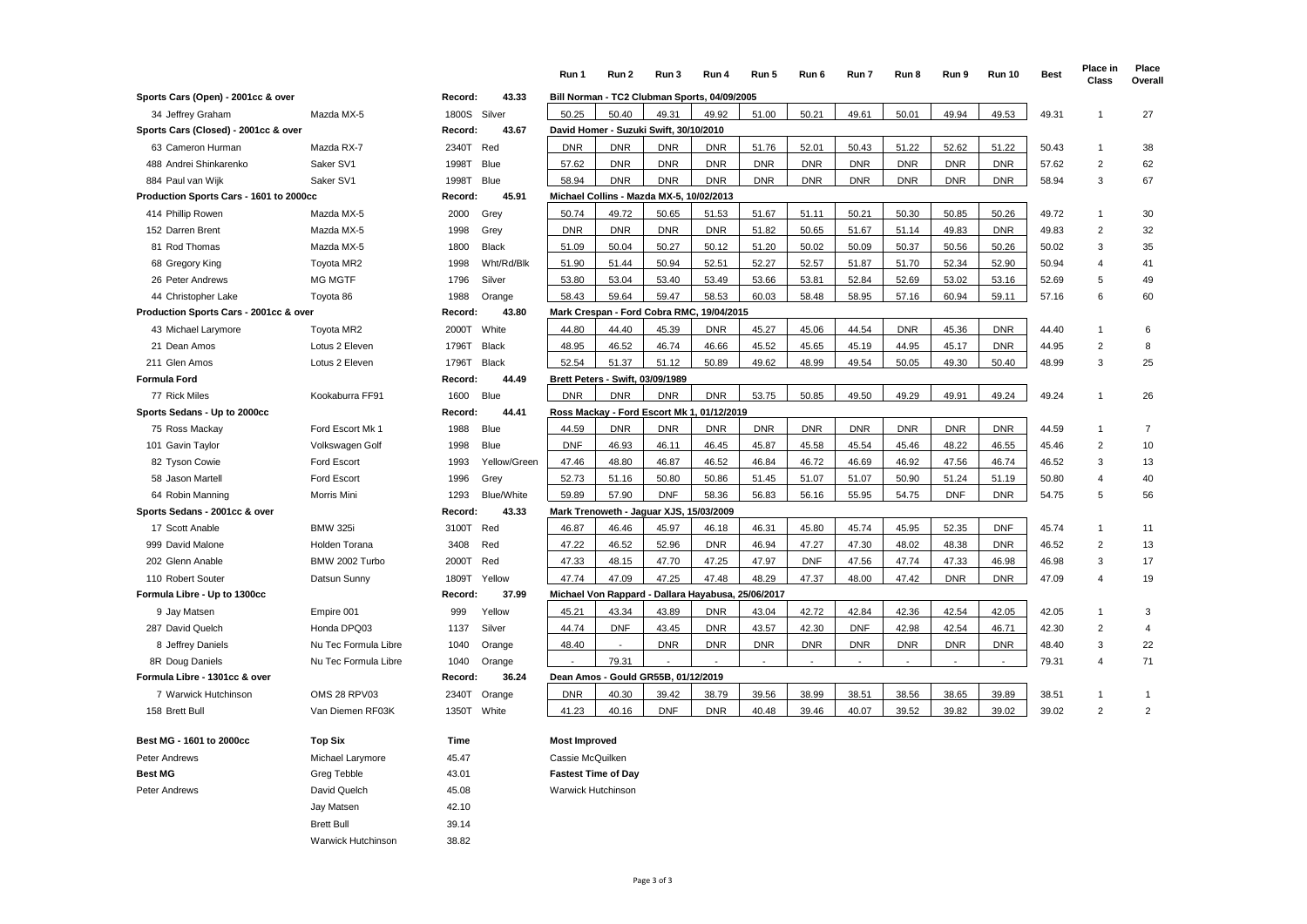| | | | | Run 1 | Run 2 | Run 3 | Run 4 | Run 5 | Run 6 | Run 7 | Run 8 | Run 9 | Run 10 | Best | Place in Class | Place Overall |
|---|---|---|---|---|---|---|---|---|---|---|---|---|---|---|---|---|
| **Sports Cars (Open) - 2001cc & over** | | **Record:** | **43.33** | **Bill Norman - TC2 Clubman Sports, 04/09/2005** | | | | | | | | | | | | |
| 34 Jeffrey Graham | Mazda MX-5 | 1800S | Silver | 50.25 | 50.40 | 49.31 | 49.92 | 51.00 | 50.21 | 49.61 | 50.01 | 49.94 | 49.53 | 49.31 | 1 | 27 |
| **Sports Cars (Closed) - 2001cc & over** | | **Record:** | **43.67** | **David Homer - Suzuki Swift, 30/10/2010** | | | | | | | | | | | | |
| 63 Cameron Hurman | Mazda RX-7 | 2340T | Red | DNR | DNR | DNR | DNR | 51.76 | 52.01 | 50.43 | 51.22 | 52.62 | 51.22 | 50.43 | 1 | 38 |
| 488 Andrei Shinkarenko | Saker SV1 | 1998T | Blue | 57.62 | DNR | DNR | DNR | DNR | DNR | DNR | DNR | DNR | DNR | 57.62 | 2 | 62 |
| 884 Paul van Wijk | Saker SV1 | 1998T | Blue | 58.94 | DNR | DNR | DNR | DNR | DNR | DNR | DNR | DNR | DNR | 58.94 | 3 | 67 |
| **Production Sports Cars - 1601 to 2000cc** | | **Record:** | **45.91** | **Michael Collins - Mazda MX-5, 10/02/2013** | | | | | | | | | | | | |
| 414 Phillip Rowen | Mazda MX-5 | 2000 | Grey | 50.74 | 49.72 | 50.65 | 51.53 | 51.67 | 51.11 | 50.21 | 50.30 | 50.85 | 50.26 | 49.72 | 1 | 30 |
| 152 Darren Brent | Mazda MX-5 | 1998 | Grey | DNR | DNR | DNR | DNR | 51.82 | 50.65 | 51.67 | 51.14 | 49.83 | DNR | 49.83 | 2 | 32 |
| 81 Rod Thomas | Mazda MX-5 | 1800 | Black | 51.09 | 50.04 | 50.27 | 50.12 | 51.20 | 50.02 | 50.09 | 50.37 | 50.56 | 50.26 | 50.02 | 3 | 35 |
| 68 Gregory King | Toyota MR2 | 1998 | Wht/Rd/Blk | 51.90 | 51.44 | 50.94 | 52.51 | 52.27 | 52.57 | 51.87 | 51.70 | 52.34 | 52.90 | 50.94 | 4 | 41 |
| 26 Peter Andrews | MG MGTF | 1796 | Silver | 53.80 | 53.04 | 53.40 | 53.49 | 53.66 | 53.81 | 52.84 | 52.69 | 53.02 | 53.16 | 52.69 | 5 | 49 |
| 44 Christopher Lake | Toyota 86 | 1988 | Orange | 58.43 | 59.64 | 59.47 | 58.53 | 60.03 | 58.48 | 58.95 | 57.16 | 60.94 | 59.11 | 57.16 | 6 | 60 |
| **Production Sports Cars - 2001cc & over** | | **Record:** | **43.80** | **Mark Crespan - Ford Cobra RMC, 19/04/2015** | | | | | | | | | | | | |
| 43 Michael Larymore | Toyota MR2 | 2000T | White | 44.80 | 44.40 | 45.39 | DNR | 45.27 | 45.06 | 44.54 | DNR | 45.36 | DNR | 44.40 | 1 | 6 |
| 21 Dean Amos | Lotus 2 Eleven | 1796T | Black | 48.95 | 46.52 | 46.74 | 46.66 | 45.52 | 45.65 | 45.19 | 44.95 | 45.17 | DNR | 44.95 | 2 | 8 |
| 211 Glen Amos | Lotus 2 Eleven | 1796T | Black | 52.54 | 51.37 | 51.12 | 50.89 | 49.62 | 48.99 | 49.54 | 50.05 | 49.30 | 50.40 | 48.99 | 3 | 25 |
| **Formula Ford** | | **Record:** | **44.49** | **Brett Peters - Swift, 03/09/1989** | | | | | | | | | | | | |
| 77 Rick Miles | Kookaburra FF91 | 1600 | Blue | DNR | DNR | DNR | DNR | 53.75 | 50.85 | 49.50 | 49.29 | 49.91 | 49.24 | 49.24 | 1 | 26 |
| **Sports Sedans - Up to 2000cc** | | **Record:** | **44.41** | **Ross Mackay - Ford Escort Mk 1, 01/12/2019** | | | | | | | | | | | | |
| 75 Ross Mackay | Ford Escort Mk 1 | 1988 | Blue | 44.59 | DNR | DNR | DNR | DNR | DNR | DNR | DNR | DNR | DNR | 44.59 | 1 | 7 |
| 101 Gavin Taylor | Volkswagen Golf | 1998 | Blue | DNF | 46.93 | 46.11 | 46.45 | 45.87 | 45.58 | 45.54 | 45.46 | 48.22 | 46.55 | 45.46 | 2 | 10 |
| 82 Tyson Cowie | Ford Escort | 1993 | Yellow/Green | 47.46 | 48.80 | 46.87 | 46.52 | 46.84 | 46.72 | 46.69 | 46.92 | 47.56 | 46.74 | 46.52 | 3 | 13 |
| 58 Jason Martell | Ford Escort | 1996 | Grey | 52.73 | 51.16 | 50.80 | 50.86 | 51.45 | 51.07 | 51.07 | 50.90 | 51.24 | 51.19 | 50.80 | 4 | 40 |
| 64 Robin Manning | Morris Mini | 1293 | Blue/White | 59.89 | 57.90 | DNF | 58.36 | 56.83 | 56.16 | 55.95 | 54.75 | DNF | DNR | 54.75 | 5 | 56 |
| **Sports Sedans - 2001cc & over** | | **Record:** | **43.33** | **Mark Trenoweth - Jaguar XJS, 15/03/2009** | | | | | | | | | | | | |
| 17 Scott Anable | BMW 325i | 3100T | Red | 46.87 | 46.46 | 45.97 | 46.18 | 46.31 | 45.80 | 45.74 | 45.95 | 52.35 | DNF | 45.74 | 1 | 11 |
| 999 David Malone | Holden Torana | 3408 | Red | 47.22 | 46.52 | 52.96 | DNR | 46.94 | 47.27 | 47.30 | 48.02 | 48.38 | DNR | 46.52 | 2 | 13 |
| 202 Glenn Anable | BMW 2002 Turbo | 2000T | Red | 47.33 | 48.15 | 47.70 | 47.25 | 47.97 | DNF | 47.56 | 47.74 | 47.33 | 46.98 | 46.98 | 3 | 17 |
| 110 Robert Souter | Datsun Sunny | 1809T | Yellow | 47.74 | 47.09 | 47.25 | 47.48 | 48.29 | 47.37 | 48.00 | 47.42 | DNR | DNR | 47.09 | 4 | 19 |
| **Formula Libre - Up to 1300cc** | | **Record:** | **37.99** | **Michael Von Rappard - Dallara Hayabusa, 25/06/2017** | | | | | | | | | | | | |
| 9 Jay Matsen | Empire 001 | 999 | Yellow | 45.21 | 43.34 | 43.89 | DNR | 43.04 | 42.72 | 42.84 | 42.36 | 42.54 | 42.05 | 42.05 | 1 | 3 |
| 287 David Quelch | Honda DPQ03 | 1137 | Silver | 44.74 | DNF | 43.45 | DNR | 43.57 | 42.30 | DNF | 42.98 | 42.54 | 46.71 | 42.30 | 2 | 4 |
| 8 Jeffrey Daniels | Nu Tec Formula Libre | 1040 | Orange | 48.40 | - | DNR | DNR | DNR | DNR | DNR | DNR | DNR | DNR | 48.40 | 3 | 22 |
| 8R Doug Daniels | Nu Tec Formula Libre | 1040 | Orange | - | 79.31 | - | - | - | - | - | - | - | - | 79.31 | 4 | 71 |
| **Formula Libre - 1301cc & over** | | **Record:** | **36.24** | **Dean Amos - Gould GR55B, 01/12/2019** | | | | | | | | | | | | |
| 7 Warwick Hutchinson | OMS 28 RPV03 | 2340T | Orange | DNR | 40.30 | 39.42 | 38.79 | 39.56 | 38.99 | 38.51 | 38.56 | 38.65 | 39.89 | 38.51 | 1 | 1 |
| 158 Brett Bull | Van Diemen RF03K | 1350T | White | 41.23 | 40.16 | DNF | DNR | 40.48 | 39.46 | 40.07 | 39.52 | 39.82 | 39.02 | 39.02 | 2 | 2 |

| **Best MG - 1601 to 2000cc** | **Top Six** | **Time** | **Most Improved** |
|---|---|---|---|
| Peter Andrews | Michael Larymore | 45.47 | Cassie McQuilken |
| **Best MG** | Greg Tebble | 43.01 | **Fastest Time of Day** |
| Peter Andrews | David Quelch | 45.08 | Warwick Hutchinson |
| | Jay Matsen | 42.10 | |
| | Brett Bull | 39.14 | |
| | Warwick Hutchinson | 38.82 | |